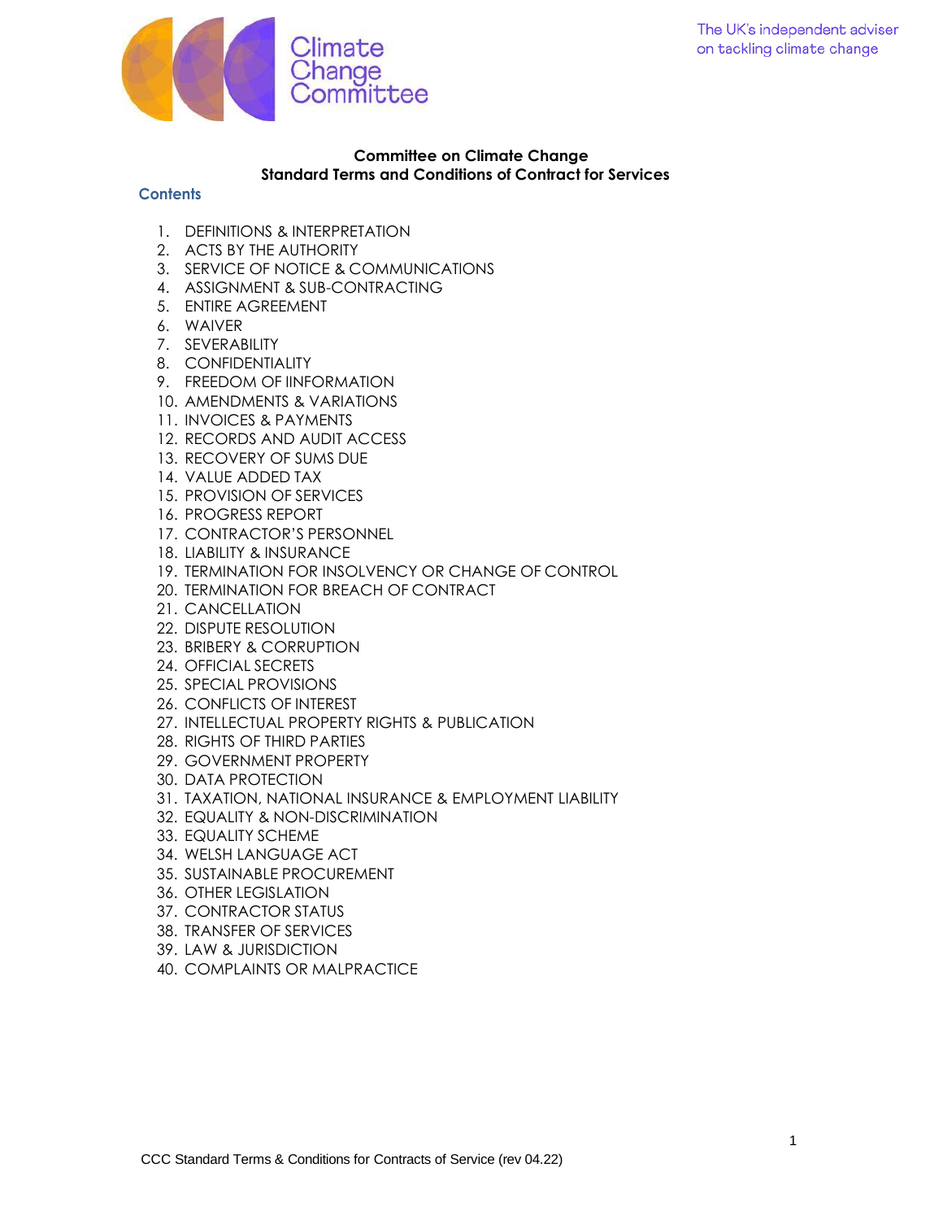Climate Change Committee

The UK's independent adviser on tackling climate change

# Committee on Climate Change
## Standard Terms and Conditions of Contract for Services

### Contents

1. DEFINITIONS & INTERPRETATION
2. ACTS BY THE AUTHORITY
3. SERVICE OF NOTICE & COMMUNICATIONS
4. ASSIGNMENT & SUB-CONTRACTING
5. ENTIRE AGREEMENT
6. WAIVER
7. SEVERABILITY
8. CONFIDENTIALITY
9. FREEDOM OF IINFORMATION
10. AMENDMENTS & VARIATIONS
11. INVOICES & PAYMENTS
12. RECORDS AND AUDIT ACCESS
13. RECOVERY OF SUMS DUE
14. VALUE ADDED TAX
15. PROVISION OF SERVICES
16. PROGRESS REPORT
17. CONTRACTOR'S PERSONNEL
18. LIABILITY & INSURANCE
19. TERMINATION FOR INSOLVENCY OR CHANGE OF CONTROL
20. TERMINATION FOR BREACH OF CONTRACT
21. CANCELLATION
22. DISPUTE RESOLUTION
23. BRIBERY & CORRUPTION
24. OFFICIAL SECRETS
25. SPECIAL PROVISIONS
26. CONFLICTS OF INTEREST
27. INTELLECTUAL PROPERTY RIGHTS & PUBLICATION
28. RIGHTS OF THIRD PARTIES
29. GOVERNMENT PROPERTY
30. DATA PROTECTION
31. TAXATION, NATIONAL INSURANCE & EMPLOYMENT LIABILITY
32. EQUALITY & NON-DISCRIMINATION
33. EQUALITY SCHEME
34. WELSH LANGUAGE ACT
35. SUSTAINABLE PROCUREMENT
36. OTHER LEGISLATION
37. CONTRACTOR STATUS
38. TRANSFER OF SERVICES
39. LAW & JURISDICTION
40. COMPLAINTS OR MALPRACTICE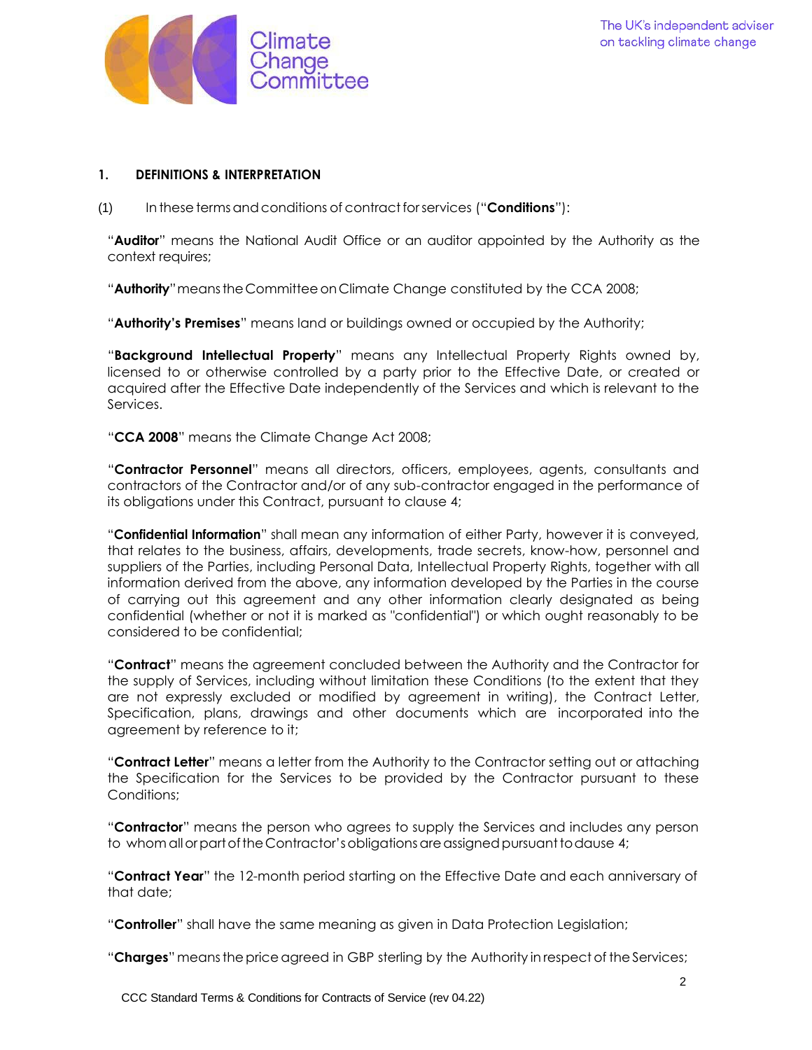## 1. DEFINITIONS & INTERPRETATION

(1) In these terms and conditions of contract for services ("**Conditions**"):

"**Auditor**" means the National Audit Office or an auditor appointed by the Authority as the context requires;

"**Authority**" means the Committee on Climate Change constituted by the CCA 2008;

"**Authority's Premises**" means land or buildings owned or occupied by the Authority;

"**Background Intellectual Property**" means any Intellectual Property Rights owned by, licensed to or otherwise controlled by a party prior to the Effective Date, or created or acquired after the Effective Date independently of the Services and which is relevant to the Services.

"**CCA 2008**" means the Climate Change Act 2008;

"**Contractor Personnel**" means all directors, officers, employees, agents, consultants and contractors of the Contractor and/or of any sub-contractor engaged in the performance of its obligations under this Contract, pursuant to clause 4;

"**Confidential Information**" shall mean any information of either Party, however it is conveyed, that relates to the business, affairs, developments, trade secrets, know-how, personnel and suppliers of the Parties, including Personal Data, Intellectual Property Rights, together with all information derived from the above, any information developed by the Parties in the course of carrying out this agreement and any other information clearly designated as being confidential (whether or not it is marked as "confidential") or which ought reasonably to be considered to be confidential;

"**Contract**" means the agreement concluded between the Authority and the Contractor for the supply of Services, including without limitation these Conditions (to the extent that they are not expressly excluded or modified by agreement in writing), the Contract Letter, Specification, plans, drawings and other documents which are incorporated into the agreement by reference to it;

"**Contract Letter**" means a letter from the Authority to the Contractor setting out or attaching the Specification for the Services to be provided by the Contractor pursuant to these Conditions;

"**Contractor**" means the person who agrees to supply the Services and includes any person to whom all or part of the Contractor's obligations are assigned pursuant to dause 4;

"**Contract Year**" the 12-month period starting on the Effective Date and each anniversary of that date;

"**Controller**" shall have the same meaning as given in Data Protection Legislation;

"**Charges**" means the price agreed in GBP sterling by the Authority in respect of the Services;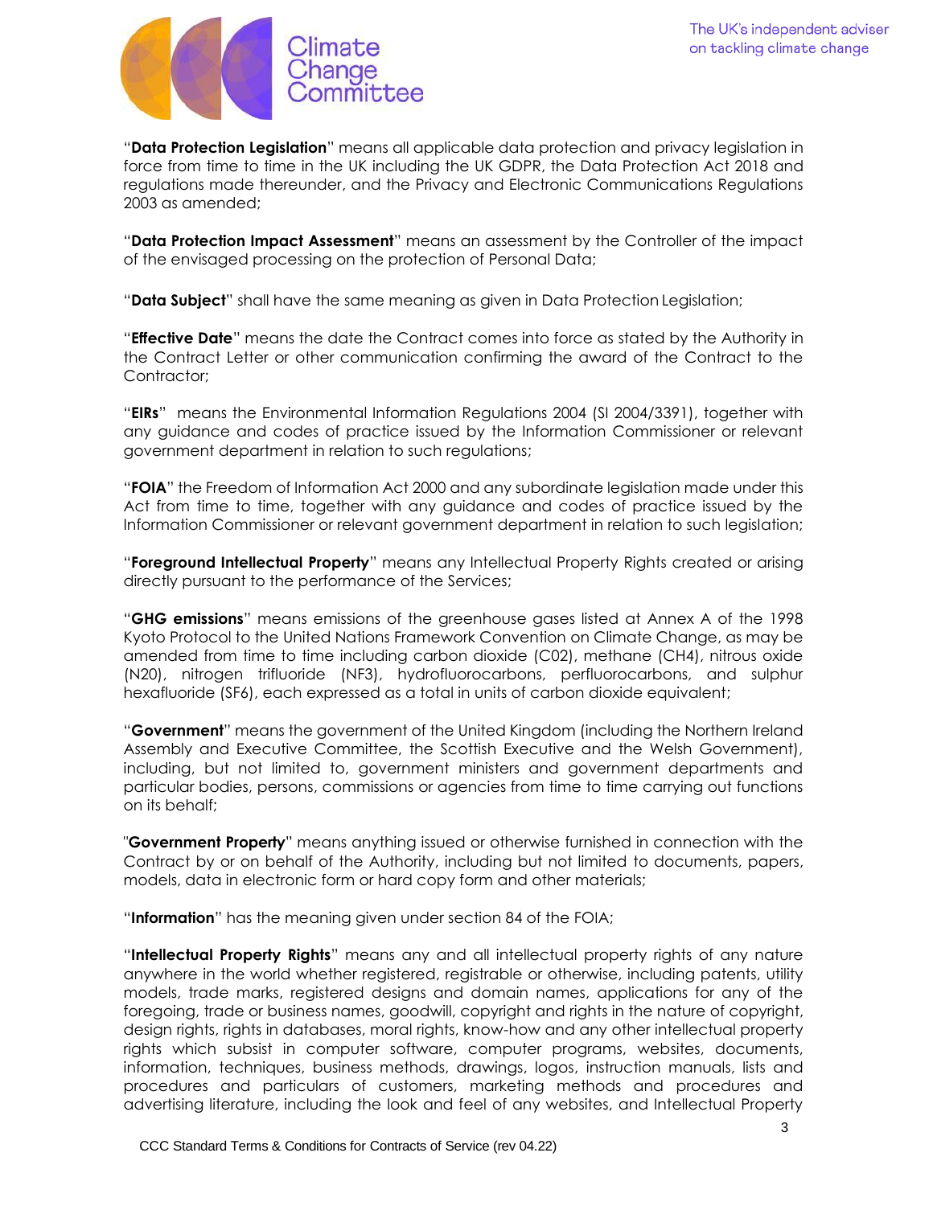"**Data Protection Legislation**" means all applicable data protection and privacy legislation in force from time to time in the UK including the UK GDPR, the Data Protection Act 2018 and regulations made thereunder, and the Privacy and Electronic Communications Regulations 2003 as amended;

"**Data Protection Impact Assessment**" means an assessment by the Controller of the impact of the envisaged processing on the protection of Personal Data;

"**Data Subject**" shall have the same meaning as given in Data Protection Legislation;

"**Effective Date**" means the date the Contract comes into force as stated by the Authority in the Contract Letter or other communication confirming the award of the Contract to the Contractor;

"**EIRs**" means the Environmental Information Regulations 2004 (SI 2004/3391), together with any guidance and codes of practice issued by the Information Commissioner or relevant government department in relation to such regulations;

"**FOIA**" the Freedom of Information Act 2000 and any subordinate legislation made under this Act from time to time, together with any guidance and codes of practice issued by the Information Commissioner or relevant government department in relation to such legislation;

"**Foreground Intellectual Property**" means any Intellectual Property Rights created or arising directly pursuant to the performance of the Services;

"**GHG emissions**" means emissions of the greenhouse gases listed at Annex A of the 1998 Kyoto Protocol to the United Nations Framework Convention on Climate Change, as may be amended from time to time including carbon dioxide (C02), methane (CH4), nitrous oxide (N20), nitrogen trifluoride (NF3), hydrofluorocarbons, perfluorocarbons, and sulphur hexafluoride (SF6), each expressed as a total in units of carbon dioxide equivalent;

"**Government**" means the government of the United Kingdom (including the Northern Ireland Assembly and Executive Committee, the Scottish Executive and the Welsh Government), including, but not limited to, government ministers and government departments and particular bodies, persons, commissions or agencies from time to time carrying out functions on its behalf;

"**Government Property**" means anything issued or otherwise furnished in connection with the Contract by or on behalf of the Authority, including but not limited to documents, papers, models, data in electronic form or hard copy form and other materials;

"**Information**" has the meaning given under section 84 of the FOIA;

"**Intellectual Property Rights**" means any and all intellectual property rights of any nature anywhere in the world whether registered, registrable or otherwise, including patents, utility models, trade marks, registered designs and domain names, applications for any of the foregoing, trade or business names, goodwill, copyright and rights in the nature of copyright, design rights, rights in databases, moral rights, know-how and any other intellectual property rights which subsist in computer software, computer programs, websites, documents, information, techniques, business methods, drawings, logos, instruction manuals, lists and procedures and particulars of customers, marketing methods and procedures and advertising literature, including the look and feel of any websites, and Intellectual Property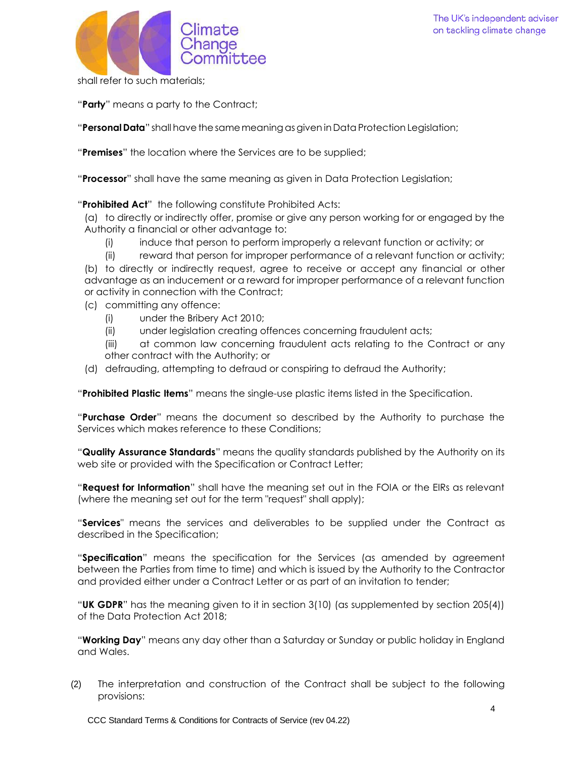shall refer to such materials;

"**Party**" means a party to the Contract;

"**Personal Data**" shall have the same meaning as given in Data Protection Legislation;

"**Premises**" the location where the Services are to be supplied;

"**Processor**" shall have the same meaning as given in Data Protection Legislation;

"**Prohibited Act**" the following constitute Prohibited Acts:

(a) to directly or indirectly offer, promise or give any person working for or engaged by the Authority a financial or other advantage to:

- (i) induce that person to perform improperly a relevant function or activity; or
- (ii) reward that person for improper performance of a relevant function or activity;

(b) to directly or indirectly request, agree to receive or accept any financial or other advantage as an inducement or a reward for improper performance of a relevant function or activity in connection with the Contract;

(c) committing any offence:

- (i) under the Bribery Act 2010;
- (ii) under legislation creating offences concerning fraudulent acts;
- (iii) at common law concerning fraudulent acts relating to the Contract or any other contract with the Authority; or

(d) defrauding, attempting to defraud or conspiring to defraud the Authority;

"**Prohibited Plastic Items**" means the single-use plastic items listed in the Specification.

"**Purchase Order**" means the document so described by the Authority to purchase the Services which makes reference to these Conditions;

"**Quality Assurance Standards**" means the quality standards published by the Authority on its web site or provided with the Specification or Contract Letter;

"**Request for Information**" shall have the meaning set out in the FOIA or the EIRs as relevant (where the meaning set out for the term "request" shall apply);

"**Services**" means the services and deliverables to be supplied under the Contract as described in the Specification;

"**Specification**" means the specification for the Services (as amended by agreement between the Parties from time to time) and which is issued by the Authority to the Contractor and provided either under a Contract Letter or as part of an invitation to tender;

"**UK GDPR**" has the meaning given to it in section 3(10) (as supplemented by section 205(4)) of the Data Protection Act 2018;

"**Working Day**" means any day other than a Saturday or Sunday or public holiday in England and Wales.

(2) The interpretation and construction of the Contract shall be subject to the following provisions: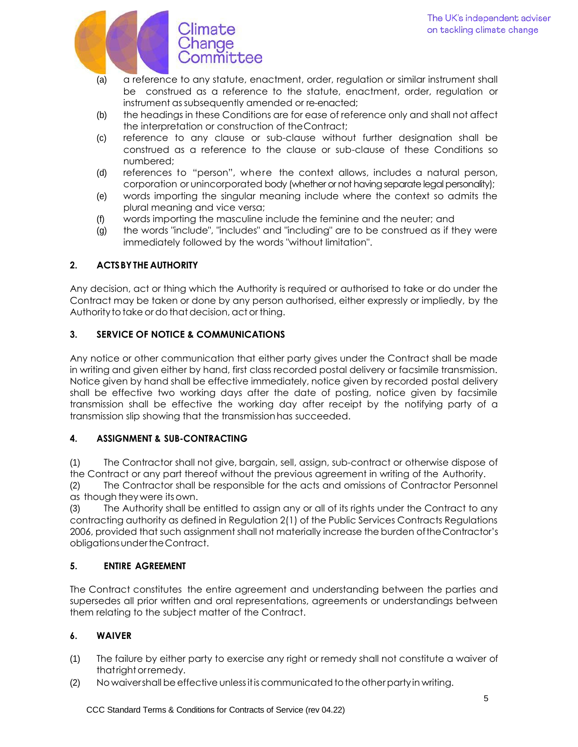(a) a reference to any statute, enactment, order, regulation or similar instrument shall be construed as a reference to the statute, enactment, order, regulation or instrument as subsequently amended or re-enacted;

(b) the headings in these Conditions are for ease of reference only and shall not affect the interpretation or construction of the Contract;

(c) reference to any clause or sub-clause without further designation shall be construed as a reference to the clause or sub-clause of these Conditions so numbered;

(d) references to "person", where the context allows, includes a natural person, corporation or unincorporated body (whether or not having separate legal personality);

(e) words importing the singular meaning include where the context so admits the plural meaning and vice versa;

(f) words importing the masculine include the feminine and the neuter; and

(g) the words "include", "includes" and "including" are to be construed as if they were immediately followed by the words "without limitation".

## 2. ACTS BY THE AUTHORITY

Any decision, act or thing which the Authority is required or authorised to take or do under the Contract may be taken or done by any person authorised, either expressly or impliedly, by the Authority to take or do that decision, act or thing.

## 3. SERVICE OF NOTICE & COMMUNICATIONS

Any notice or other communication that either party gives under the Contract shall be made in writing and given either by hand, first class recorded postal delivery or facsimile transmission. Notice given by hand shall be effective immediately, notice given by recorded postal delivery shall be effective two working days after the date of posting, notice given by facsimile transmission shall be effective the working day after receipt by the notifying party of a transmission slip showing that the transmission has succeeded.

## 4. ASSIGNMENT & SUB-CONTRACTING

(1) The Contractor shall not give, bargain, sell, assign, sub-contract or otherwise dispose of the Contract or any part thereof without the previous agreement in writing of the Authority.

(2) The Contractor shall be responsible for the acts and omissions of Contractor Personnel as though they were its own.

(3) The Authority shall be entitled to assign any or all of its rights under the Contract to any contracting authority as defined in Regulation 2(1) of the Public Services Contracts Regulations 2006, provided that such assignment shall not materially increase the burden of the Contractor's obligations under the Contract.

## 5. ENTIRE AGREEMENT

The Contract constitutes the entire agreement and understanding between the parties and supersedes all prior written and oral representations, agreements or understandings between them relating to the subject matter of the Contract.

## 6. WAIVER

(1) The failure by either party to exercise any right or remedy shall not constitute a waiver of that right or remedy.

(2) No waiver shall be effective unless it is communicated to the other party in writing.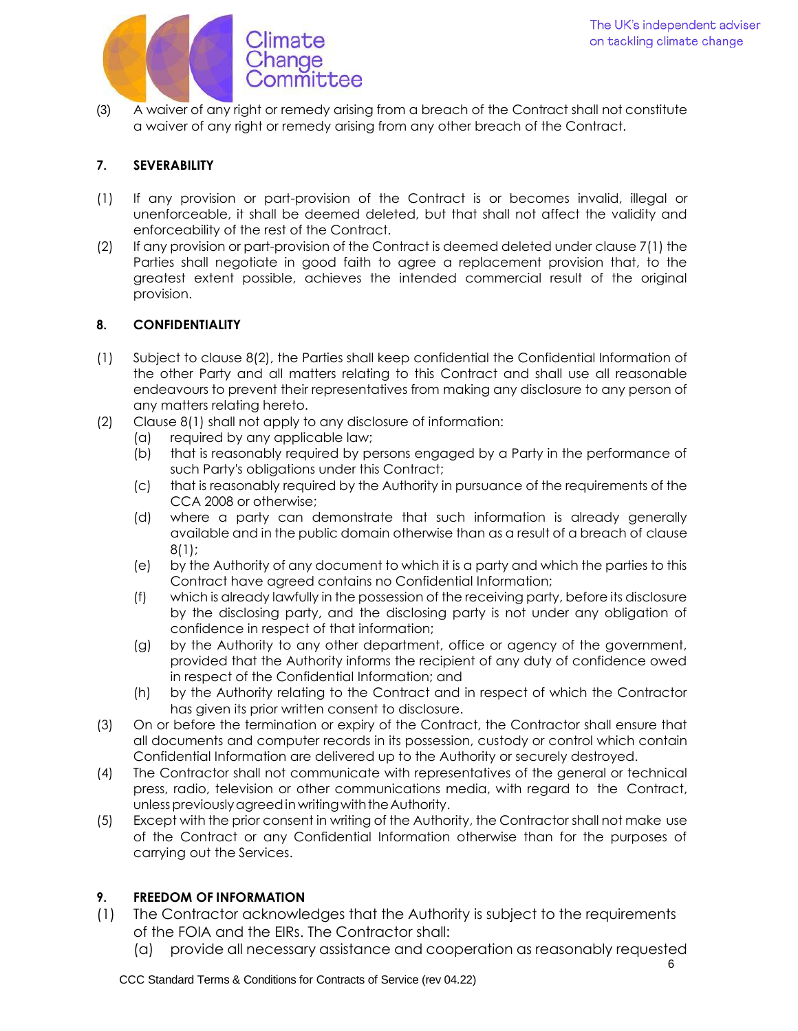(3) A waiver of any right or remedy arising from a breach of the Contract shall not constitute a waiver of any right or remedy arising from any other breach of the Contract.

## 7. SEVERABILITY

(1) If any provision or part-provision of the Contract is or becomes invalid, illegal or unenforceable, it shall be deemed deleted, but that shall not affect the validity and enforceability of the rest of the Contract.

(2) If any provision or part-provision of the Contract is deemed deleted under clause 7(1) the Parties shall negotiate in good faith to agree a replacement provision that, to the greatest extent possible, achieves the intended commercial result of the original provision.

## 8. CONFIDENTIALITY

(1) Subject to clause 8(2), the Parties shall keep confidential the Confidential Information of the other Party and all matters relating to this Contract and shall use all reasonable endeavours to prevent their representatives from making any disclosure to any person of any matters relating hereto.

(2) Clause 8(1) shall not apply to any disclosure of information:
   - (a) required by any applicable law;
   - (b) that is reasonably required by persons engaged by a Party in the performance of such Party's obligations under this Contract;
   - (c) that is reasonably required by the Authority in pursuance of the requirements of the CCA 2008 or otherwise;
   - (d) where a party can demonstrate that such information is already generally available and in the public domain otherwise than as a result of a breach of clause 8(1);
   - (e) by the Authority of any document to which it is a party and which the parties to this Contract have agreed contains no Confidential Information;
   - (f) which is already lawfully in the possession of the receiving party, before its disclosure by the disclosing party, and the disclosing party is not under any obligation of confidence in respect of that information;
   - (g) by the Authority to any other department, office or agency of the government, provided that the Authority informs the recipient of any duty of confidence owed in respect of the Confidential Information; and
   - (h) by the Authority relating to the Contract and in respect of which the Contractor has given its prior written consent to disclosure.

(3) On or before the termination or expiry of the Contract, the Contractor shall ensure that all documents and computer records in its possession, custody or control which contain Confidential Information are delivered up to the Authority or securely destroyed.

(4) The Contractor shall not communicate with representatives of the general or technical press, radio, television or other communications media, with regard to the Contract, unless previously agreed in writing with the Authority.

(5) Except with the prior consent in writing of the Authority, the Contractor shall not make use of the Contract or any Confidential Information otherwise than for the purposes of carrying out the Services.

## 9. FREEDOM OF INFORMATION

(1) The Contractor acknowledges that the Authority is subject to the requirements of the FOIA and the EIRs. The Contractor shall:
   - (a) provide all necessary assistance and cooperation as reasonably requested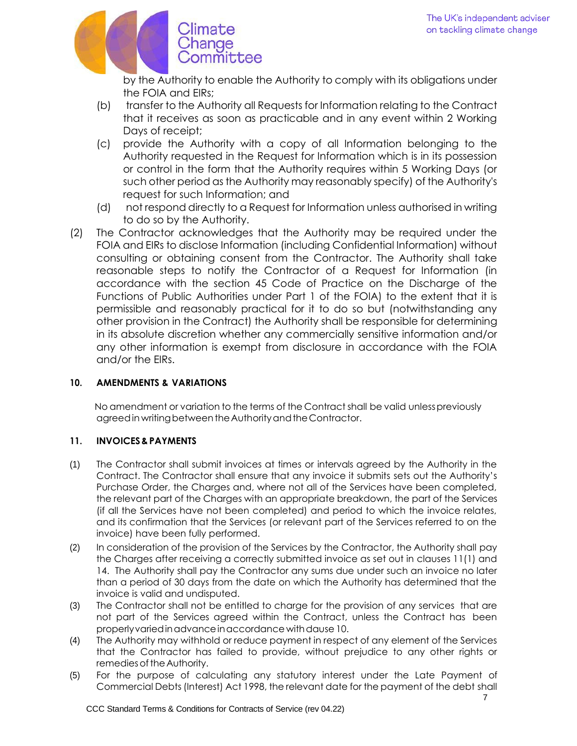by the Authority to enable the Authority to comply with its obligations under the FOIA and EIRs;

(b) transfer to the Authority all Requests for Information relating to the Contract that it receives as soon as practicable and in any event within 2 Working Days of receipt;

(c) provide the Authority with a copy of all Information belonging to the Authority requested in the Request for Information which is in its possession or control in the form that the Authority requires within 5 Working Days (or such other period as the Authority may reasonably specify) of the Authority's request for such Information; and

(d) not respond directly to a Request for Information unless authorised in writing to do so by the Authority.

(2) The Contractor acknowledges that the Authority may be required under the FOIA and EIRs to disclose Information (including Confidential Information) without consulting or obtaining consent from the Contractor. The Authority shall take reasonable steps to notify the Contractor of a Request for Information (in accordance with the section 45 Code of Practice on the Discharge of the Functions of Public Authorities under Part 1 of the FOIA) to the extent that it is permissible and reasonably practical for it to do so but (notwithstanding any other provision in the Contract) the Authority shall be responsible for determining in its absolute discretion whether any commercially sensitive information and/or any other information is exempt from disclosure in accordance with the FOIA and/or the EIRs.

## 10. AMENDMENTS & VARIATIONS

No amendment or variation to the terms of the Contract shall be valid unless previously agreed in writing between the Authority and the Contractor.

## 11. INVOICES & PAYMENTS

(1) The Contractor shall submit invoices at times or intervals agreed by the Authority in the Contract. The Contractor shall ensure that any invoice it submits sets out the Authority's Purchase Order, the Charges and, where not all of the Services have been completed, the relevant part of the Charges with an appropriate breakdown, the part of the Services (if all the Services have not been completed) and period to which the invoice relates, and its confirmation that the Services (or relevant part of the Services referred to on the invoice) have been fully performed.

(2) In consideration of the provision of the Services by the Contractor, the Authority shall pay the Charges after receiving a correctly submitted invoice as set out in clauses 11(1) and 14. The Authority shall pay the Contractor any sums due under such an invoice no later than a period of 30 days from the date on which the Authority has determined that the invoice is valid and undisputed.

(3) The Contractor shall not be entitled to charge for the provision of any services that are not part of the Services agreed within the Contract, unless the Contract has been properly varied in advance in accordance with clause 10.

(4) The Authority may withhold or reduce payment in respect of any element of the Services that the Contractor has failed to provide, without prejudice to any other rights or remedies of the Authority.

(5) For the purpose of calculating any statutory interest under the Late Payment of Commercial Debts (Interest) Act 1998, the relevant date for the payment of the debt shall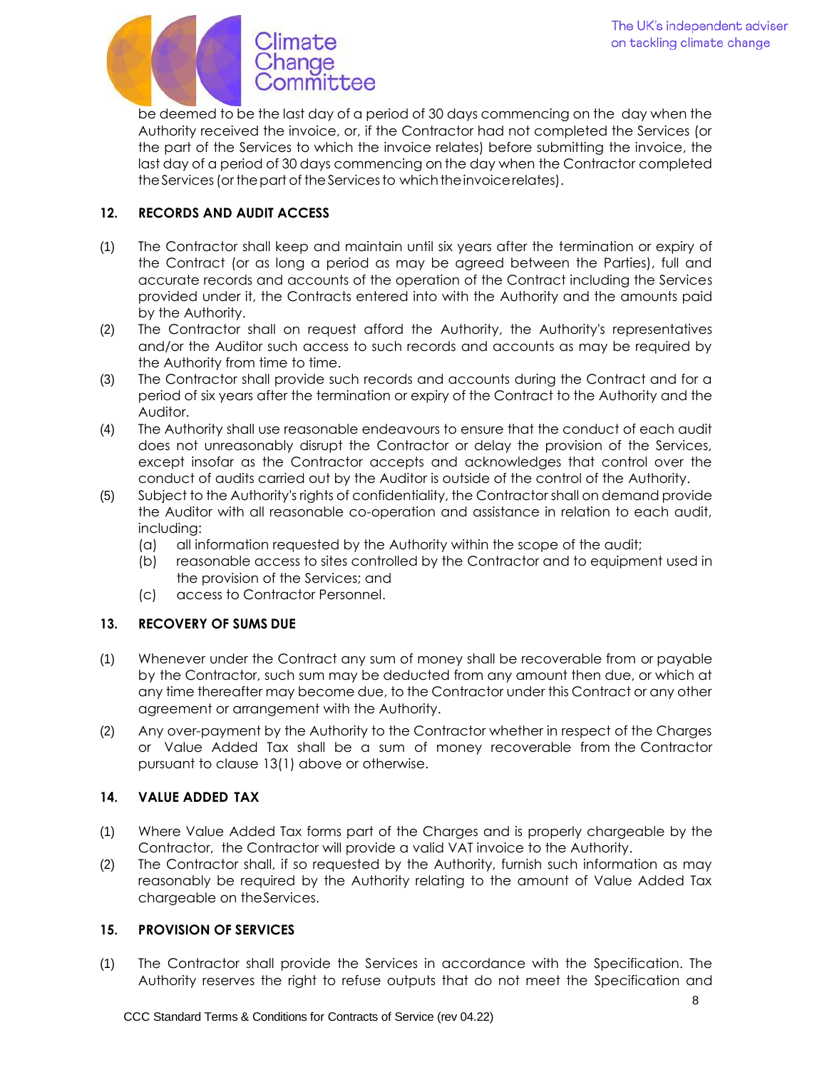be deemed to be the last day of a period of 30 days commencing on the day when the Authority received the invoice, or, if the Contractor had not completed the Services (or the part of the Services to which the invoice relates) before submitting the invoice, the last day of a period of 30 days commencing on the day when the Contractor completed the Services (or the part of the Services to which the invoice relates).

## 12. RECORDS AND AUDIT ACCESS

(1) The Contractor shall keep and maintain until six years after the termination or expiry of the Contract (or as long a period as may be agreed between the Parties), full and accurate records and accounts of the operation of the Contract including the Services provided under it, the Contracts entered into with the Authority and the amounts paid by the Authority.

(2) The Contractor shall on request afford the Authority, the Authority's representatives and/or the Auditor such access to such records and accounts as may be required by the Authority from time to time.

(3) The Contractor shall provide such records and accounts during the Contract and for a period of six years after the termination or expiry of the Contract to the Authority and the Auditor.

(4) The Authority shall use reasonable endeavours to ensure that the conduct of each audit does not unreasonably disrupt the Contractor or delay the provision of the Services, except insofar as the Contractor accepts and acknowledges that control over the conduct of audits carried out by the Auditor is outside of the control of the Authority.

(5) Subject to the Authority's rights of confidentiality, the Contractor shall on demand provide the Auditor with all reasonable co-operation and assistance in relation to each audit, including:
   - (a) all information requested by the Authority within the scope of the audit;
   - (b) reasonable access to sites controlled by the Contractor and to equipment used in the provision of the Services; and
   - (c) access to Contractor Personnel.

## 13. RECOVERY OF SUMS DUE

(1) Whenever under the Contract any sum of money shall be recoverable from or payable by the Contractor, such sum may be deducted from any amount then due, or which at any time thereafter may become due, to the Contractor under this Contract or any other agreement or arrangement with the Authority.

(2) Any over-payment by the Authority to the Contractor whether in respect of the Charges or Value Added Tax shall be a sum of money recoverable from the Contractor pursuant to clause 13(1) above or otherwise.

## 14. VALUE ADDED TAX

(1) Where Value Added Tax forms part of the Charges and is properly chargeable by the Contractor, the Contractor will provide a valid VAT invoice to the Authority.

(2) The Contractor shall, if so requested by the Authority, furnish such information as may reasonably be required by the Authority relating to the amount of Value Added Tax chargeable on the Services.

## 15. PROVISION OF SERVICES

(1) The Contractor shall provide the Services in accordance with the Specification. The Authority reserves the right to refuse outputs that do not meet the Specification and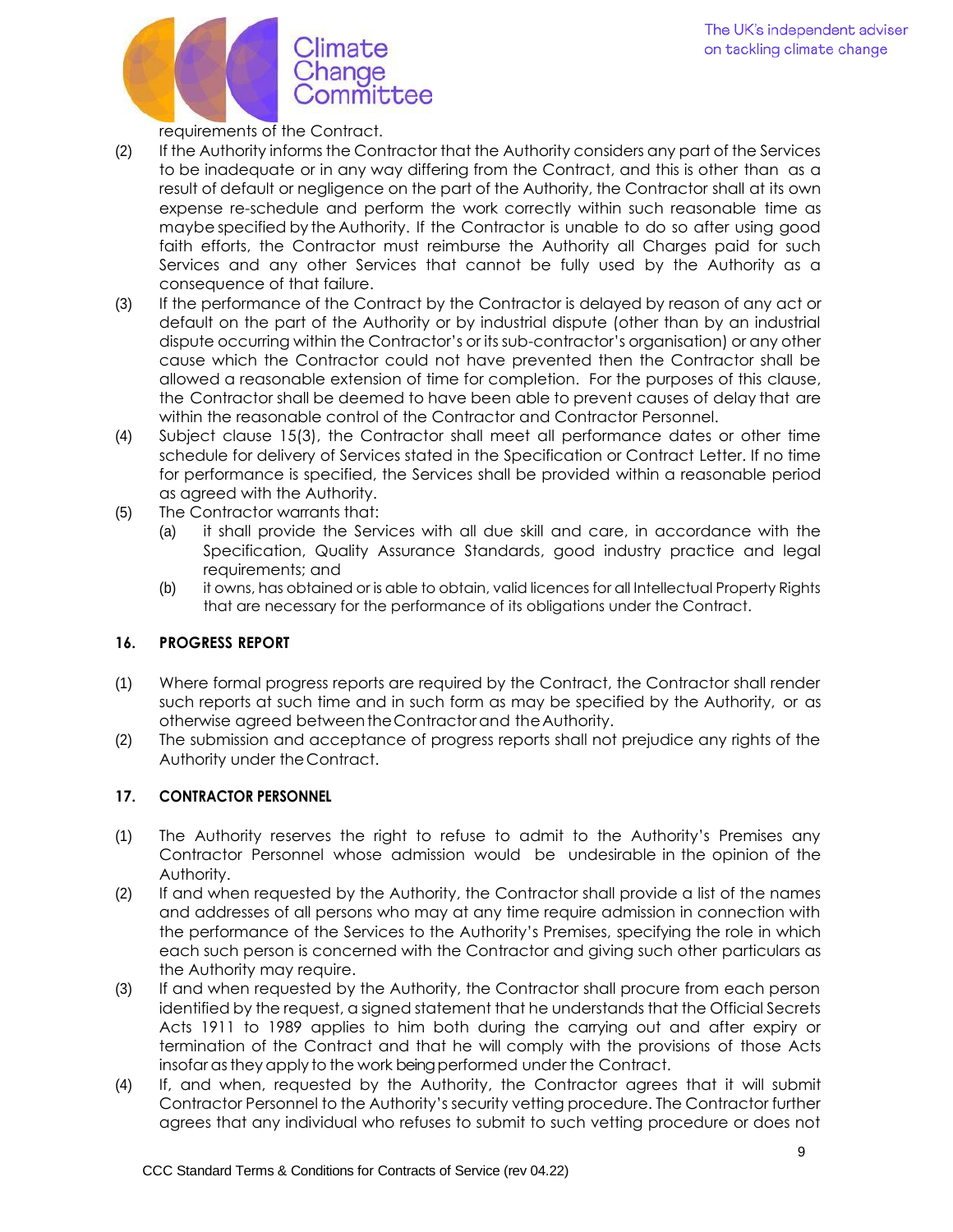requirements of the Contract.

(2) If the Authority informs the Contractor that the Authority considers any part of the Services to be inadequate or in any way differing from the Contract, and this is other than as a result of default or negligence on the part of the Authority, the Contractor shall at its own expense re-schedule and perform the work correctly within such reasonable time as maybe specified by the Authority. If the Contractor is unable to do so after using good faith efforts, the Contractor must reimburse the Authority all Charges paid for such Services and any other Services that cannot be fully used by the Authority as a consequence of that failure.

(3) If the performance of the Contract by the Contractor is delayed by reason of any act or default on the part of the Authority or by industrial dispute (other than by an industrial dispute occurring within the Contractor's or its sub-contractor's organisation) or any other cause which the Contractor could not have prevented then the Contractor shall be allowed a reasonable extension of time for completion. For the purposes of this clause, the Contractor shall be deemed to have been able to prevent causes of delay that are within the reasonable control of the Contractor and Contractor Personnel.

(4) Subject clause 15(3), the Contractor shall meet all performance dates or other time schedule for delivery of Services stated in the Specification or Contract Letter. If no time for performance is specified, the Services shall be provided within a reasonable period as agreed with the Authority.

(5) The Contractor warrants that:

  (a) it shall provide the Services with all due skill and care, in accordance with the Specification, Quality Assurance Standards, good industry practice and legal requirements; and

  (b) it owns, has obtained or is able to obtain, valid licences for all Intellectual Property Rights that are necessary for the performance of its obligations under the Contract.

## 16. PROGRESS REPORT

(1) Where formal progress reports are required by the Contract, the Contractor shall render such reports at such time and in such form as may be specified by the Authority, or as otherwise agreed between the Contractor and the Authority.

(2) The submission and acceptance of progress reports shall not prejudice any rights of the Authority under the Contract.

## 17. CONTRACTOR PERSONNEL

(1) The Authority reserves the right to refuse to admit to the Authority's Premises any Contractor Personnel whose admission would be undesirable in the opinion of the Authority.

(2) If and when requested by the Authority, the Contractor shall provide a list of the names and addresses of all persons who may at any time require admission in connection with the performance of the Services to the Authority's Premises, specifying the role in which each such person is concerned with the Contractor and giving such other particulars as the Authority may require.

(3) If and when requested by the Authority, the Contractor shall procure from each person identified by the request, a signed statement that he understands that the Official Secrets Acts 1911 to 1989 applies to him both during the carrying out and after expiry or termination of the Contract and that he will comply with the provisions of those Acts insofar as they apply to the work being performed under the Contract.

(4) If, and when, requested by the Authority, the Contractor agrees that it will submit Contractor Personnel to the Authority's security vetting procedure. The Contractor further agrees that any individual who refuses to submit to such vetting procedure or does not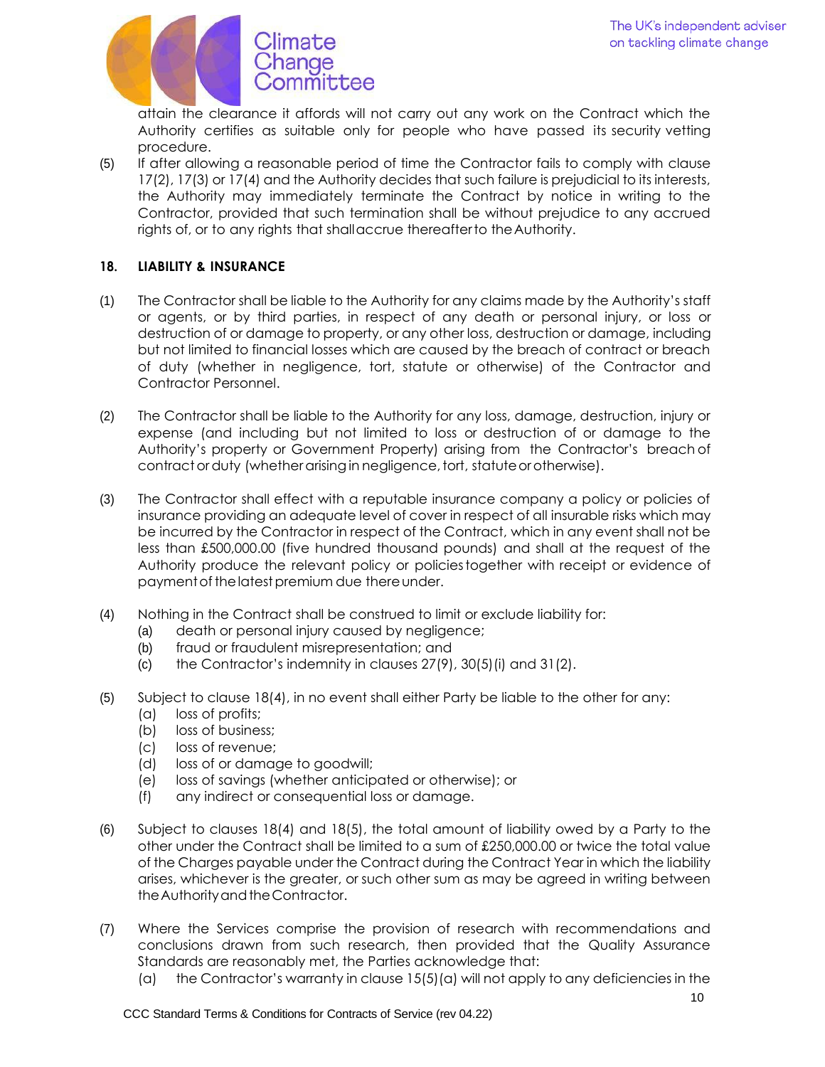attain the clearance it affords will not carry out any work on the Contract which the Authority certifies as suitable only for people who have passed its security vetting procedure.

(5) If after allowing a reasonable period of time the Contractor fails to comply with clause 17(2), 17(3) or 17(4) and the Authority decides that such failure is prejudicial to its interests, the Authority may immediately terminate the Contract by notice in writing to the Contractor, provided that such termination shall be without prejudice to any accrued rights of, or to any rights that shall accrue thereafter to the Authority.

### 18. LIABILITY & INSURANCE

(1) The Contractor shall be liable to the Authority for any claims made by the Authority's staff or agents, or by third parties, in respect of any death or personal injury, or loss or destruction of or damage to property, or any other loss, destruction or damage, including but not limited to financial losses which are caused by the breach of contract or breach of duty (whether in negligence, tort, statute or otherwise) of the Contractor and Contractor Personnel.

(2) The Contractor shall be liable to the Authority for any loss, damage, destruction, injury or expense (and including but not limited to loss or destruction of or damage to the Authority's property or Government Property) arising from the Contractor's breach of contract or duty (whether arising in negligence, tort, statute or otherwise).

(3) The Contractor shall effect with a reputable insurance company a policy or policies of insurance providing an adequate level of cover in respect of all insurable risks which may be incurred by the Contractor in respect of the Contract, which in any event shall not be less than £500,000.00 (five hundred thousand pounds) and shall at the request of the Authority produce the relevant policy or policies together with receipt or evidence of payment of the latest premium due there under.

(4) Nothing in the Contract shall be construed to limit or exclude liability for:
   (a) death or personal injury caused by negligence;
   (b) fraud or fraudulent misrepresentation; and
   (c) the Contractor's indemnity in clauses 27(9), 30(5)(i) and 31(2).

(5) Subject to clause 18(4), in no event shall either Party be liable to the other for any:
   (a) loss of profits;
   (b) loss of business;
   (c) loss of revenue;
   (d) loss of or damage to goodwill;
   (e) loss of savings (whether anticipated or otherwise); or
   (f) any indirect or consequential loss or damage.

(6) Subject to clauses 18(4) and 18(5), the total amount of liability owed by a Party to the other under the Contract shall be limited to a sum of £250,000.00 or twice the total value of the Charges payable under the Contract during the Contract Year in which the liability arises, whichever is the greater, or such other sum as may be agreed in writing between the Authority and the Contractor.

(7) Where the Services comprise the provision of research with recommendations and conclusions drawn from such research, then provided that the Quality Assurance Standards are reasonably met, the Parties acknowledge that:
   (a) the Contractor's warranty in clause 15(5)(a) will not apply to any deficiencies in the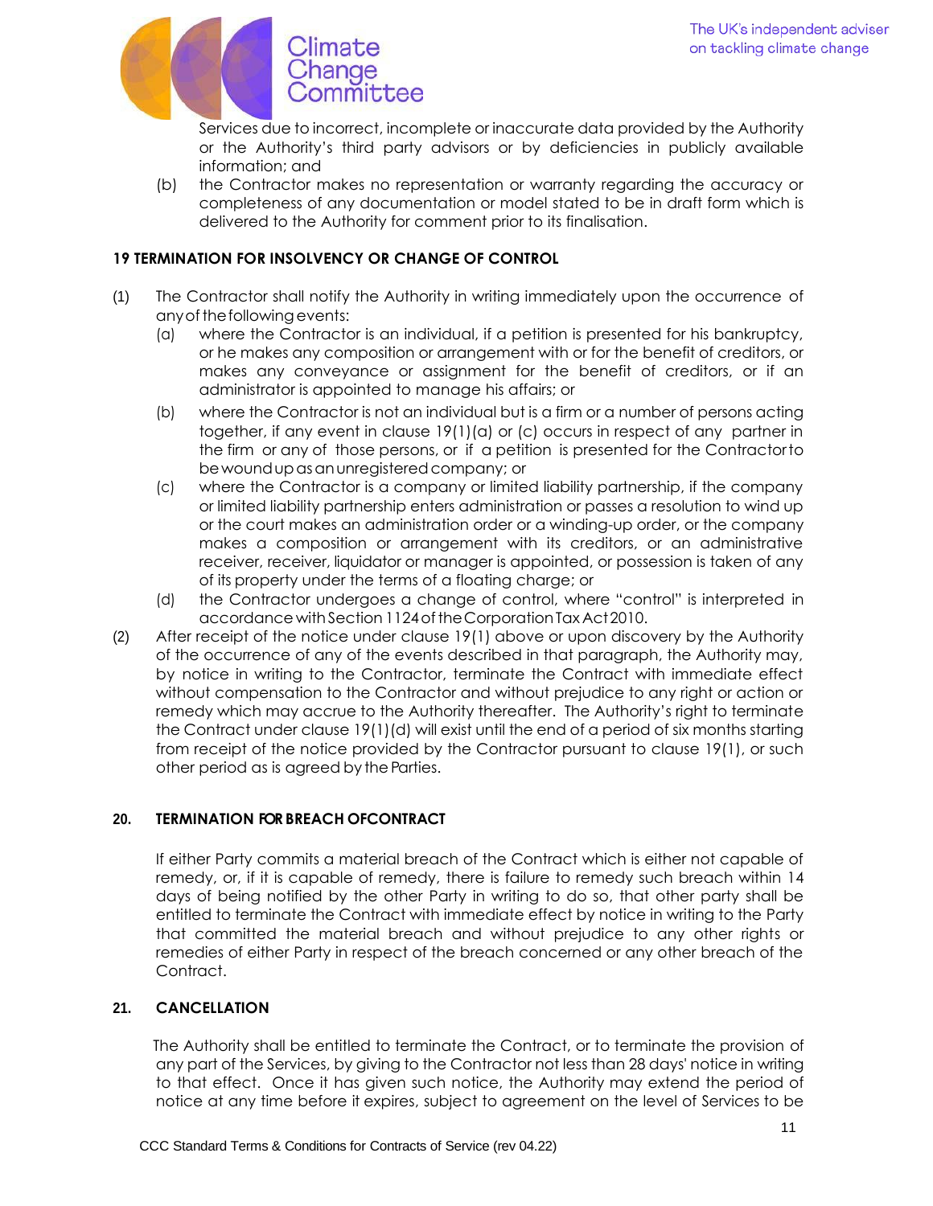Services due to incorrect, incomplete or inaccurate data provided by the Authority or the Authority's third party advisors or by deficiencies in publicly available information; and

(b) the Contractor makes no representation or warranty regarding the accuracy or completeness of any documentation or model stated to be in draft form which is delivered to the Authority for comment prior to its finalisation.

**19 TERMINATION FOR INSOLVENCY OR CHANGE OF CONTROL**

(1) The Contractor shall notify the Authority in writing immediately upon the occurrence of any of the following events:

(a) where the Contractor is an individual, if a petition is presented for his bankruptcy, or he makes any composition or arrangement with or for the benefit of creditors, or makes any conveyance or assignment for the benefit of creditors, or if an administrator is appointed to manage his affairs; or

(b) where the Contractor is not an individual but is a firm or a number of persons acting together, if any event in clause 19(1)(a) or (c) occurs in respect of any partner in the firm or any of those persons, or if a petition is presented for the Contractor to be wound up as an unregistered company; or

(c) where the Contractor is a company or limited liability partnership, if the company or limited liability partnership enters administration or passes a resolution to wind up or the court makes an administration order or a winding-up order, or the company makes a composition or arrangement with its creditors, or an administrative receiver, receiver, liquidator or manager is appointed, or possession is taken of any of its property under the terms of a floating charge; or

(d) the Contractor undergoes a change of control, where "control" is interpreted in accordance with Section 1124 of the Corporation Tax Act 2010.

(2) After receipt of the notice under clause 19(1) above or upon discovery by the Authority of the occurrence of any of the events described in that paragraph, the Authority may, by notice in writing to the Contractor, terminate the Contract with immediate effect without compensation to the Contractor and without prejudice to any right or action or remedy which may accrue to the Authority thereafter. The Authority's right to terminate the Contract under clause 19(1)(d) will exist until the end of a period of six months starting from receipt of the notice provided by the Contractor pursuant to clause 19(1), or such other period as is agreed by the Parties.

**20. TERMINATION FOR BREACH OF CONTRACT**

If either Party commits a material breach of the Contract which is either not capable of remedy, or, if it is capable of remedy, there is failure to remedy such breach within 14 days of being notified by the other Party in writing to do so, that other party shall be entitled to terminate the Contract with immediate effect by notice in writing to the Party that committed the material breach and without prejudice to any other rights or remedies of either Party in respect of the breach concerned or any other breach of the Contract.

**21. CANCELLATION**

The Authority shall be entitled to terminate the Contract, or to terminate the provision of any part of the Services, by giving to the Contractor not less than 28 days' notice in writing to that effect. Once it has given such notice, the Authority may extend the period of notice at any time before it expires, subject to agreement on the level of Services to be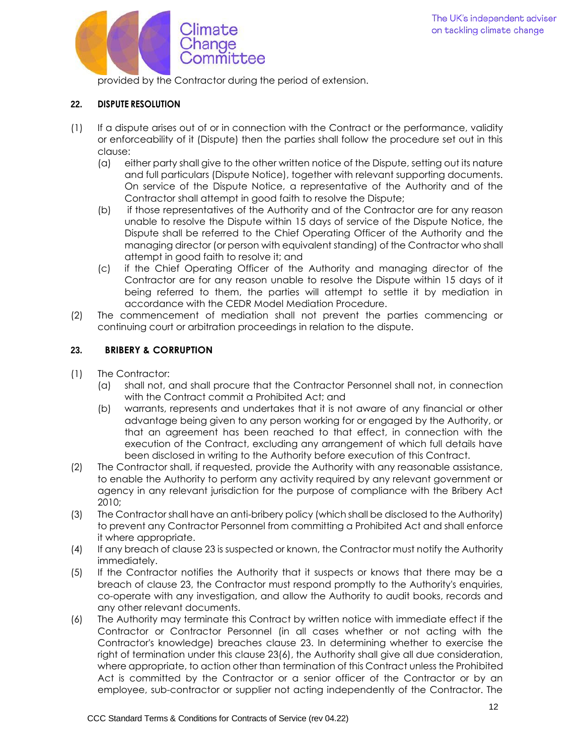provided by the Contractor during the period of extension.

## 22. DISPUTE RESOLUTION

(1) If a dispute arises out of or in connection with the Contract or the performance, validity or enforceability of it (Dispute) then the parties shall follow the procedure set out in this clause:

  (a) either party shall give to the other written notice of the Dispute, setting out its nature and full particulars (Dispute Notice), together with relevant supporting documents. On service of the Dispute Notice, a representative of the Authority and of the Contractor shall attempt in good faith to resolve the Dispute;

  (b) if those representatives of the Authority and of the Contractor are for any reason unable to resolve the Dispute within 15 days of service of the Dispute Notice, the Dispute shall be referred to the Chief Operating Officer of the Authority and the managing director (or person with equivalent standing) of the Contractor who shall attempt in good faith to resolve it; and

  (c) if the Chief Operating Officer of the Authority and managing director of the Contractor are for any reason unable to resolve the Dispute within 15 days of it being referred to them, the parties will attempt to settle it by mediation in accordance with the CEDR Model Mediation Procedure.

(2) The commencement of mediation shall not prevent the parties commencing or continuing court or arbitration proceedings in relation to the dispute.

## 23. BRIBERY & CORRUPTION

(1) The Contractor:

  (a) shall not, and shall procure that the Contractor Personnel shall not, in connection with the Contract commit a Prohibited Act; and

  (b) warrants, represents and undertakes that it is not aware of any financial or other advantage being given to any person working for or engaged by the Authority, or that an agreement has been reached to that effect, in connection with the execution of the Contract, excluding any arrangement of which full details have been disclosed in writing to the Authority before execution of this Contract.

(2) The Contractor shall, if requested, provide the Authority with any reasonable assistance, to enable the Authority to perform any activity required by any relevant government or agency in any relevant jurisdiction for the purpose of compliance with the Bribery Act 2010;

(3) The Contractor shall have an anti-bribery policy (which shall be disclosed to the Authority) to prevent any Contractor Personnel from committing a Prohibited Act and shall enforce it where appropriate.

(4) If any breach of clause 23 is suspected or known, the Contractor must notify the Authority immediately.

(5) If the Contractor notifies the Authority that it suspects or knows that there may be a breach of clause 23, the Contractor must respond promptly to the Authority's enquiries, co-operate with any investigation, and allow the Authority to audit books, records and any other relevant documents.

(6) The Authority may terminate this Contract by written notice with immediate effect if the Contractor or Contractor Personnel (in all cases whether or not acting with the Contractor's knowledge) breaches clause 23. In determining whether to exercise the right of termination under this clause 23(6), the Authority shall give all due consideration, where appropriate, to action other than termination of this Contract unless the Prohibited Act is committed by the Contractor or a senior officer of the Contractor or by an employee, sub-contractor or supplier not acting independently of the Contractor. The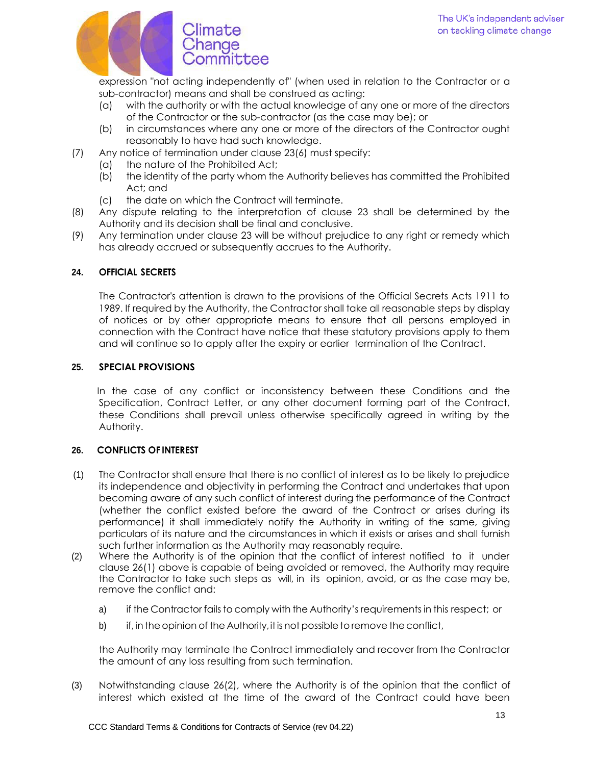expression "not acting independently of" (when used in relation to the Contractor or a sub-contractor) means and shall be construed as acting:

(a) with the authority or with the actual knowledge of any one or more of the directors of the Contractor or the sub-contractor (as the case may be); or

(b) in circumstances where any one or more of the directors of the Contractor ought reasonably to have had such knowledge.

(7) Any notice of termination under clause 23(6) must specify:

(a) the nature of the Prohibited Act;

(b) the identity of the party whom the Authority believes has committed the Prohibited Act; and

(c) the date on which the Contract will terminate.

(8) Any dispute relating to the interpretation of clause 23 shall be determined by the Authority and its decision shall be final and conclusive.

(9) Any termination under clause 23 will be without prejudice to any right or remedy which has already accrued or subsequently accrues to the Authority.

## 24. OFFICIAL SECRETS

The Contractor's attention is drawn to the provisions of the Official Secrets Acts 1911 to 1989. If required by the Authority, the Contractor shall take all reasonable steps by display of notices or by other appropriate means to ensure that all persons employed in connection with the Contract have notice that these statutory provisions apply to them and will continue so to apply after the expiry or earlier termination of the Contract.

## 25. SPECIAL PROVISIONS

In the case of any conflict or inconsistency between these Conditions and the Specification, Contract Letter, or any other document forming part of the Contract, these Conditions shall prevail unless otherwise specifically agreed in writing by the Authority.

## 26. CONFLICTS OF INTEREST

(1) The Contractor shall ensure that there is no conflict of interest as to be likely to prejudice its independence and objectivity in performing the Contract and undertakes that upon becoming aware of any such conflict of interest during the performance of the Contract (whether the conflict existed before the award of the Contract or arises during its performance) it shall immediately notify the Authority in writing of the same, giving particulars of its nature and the circumstances in which it exists or arises and shall furnish such further information as the Authority may reasonably require.

(2) Where the Authority is of the opinion that the conflict of interest notified to it under clause 26(1) above is capable of being avoided or removed, the Authority may require the Contractor to take such steps as will, in its opinion, avoid, or as the case may be, remove the conflict and:

a) if the Contractor fails to comply with the Authority's requirements in this respect; or

b) if, in the opinion of the Authority, it is not possible to remove the conflict,

the Authority may terminate the Contract immediately and recover from the Contractor the amount of any loss resulting from such termination.

(3) Notwithstanding clause 26(2), where the Authority is of the opinion that the conflict of interest which existed at the time of the award of the Contract could have been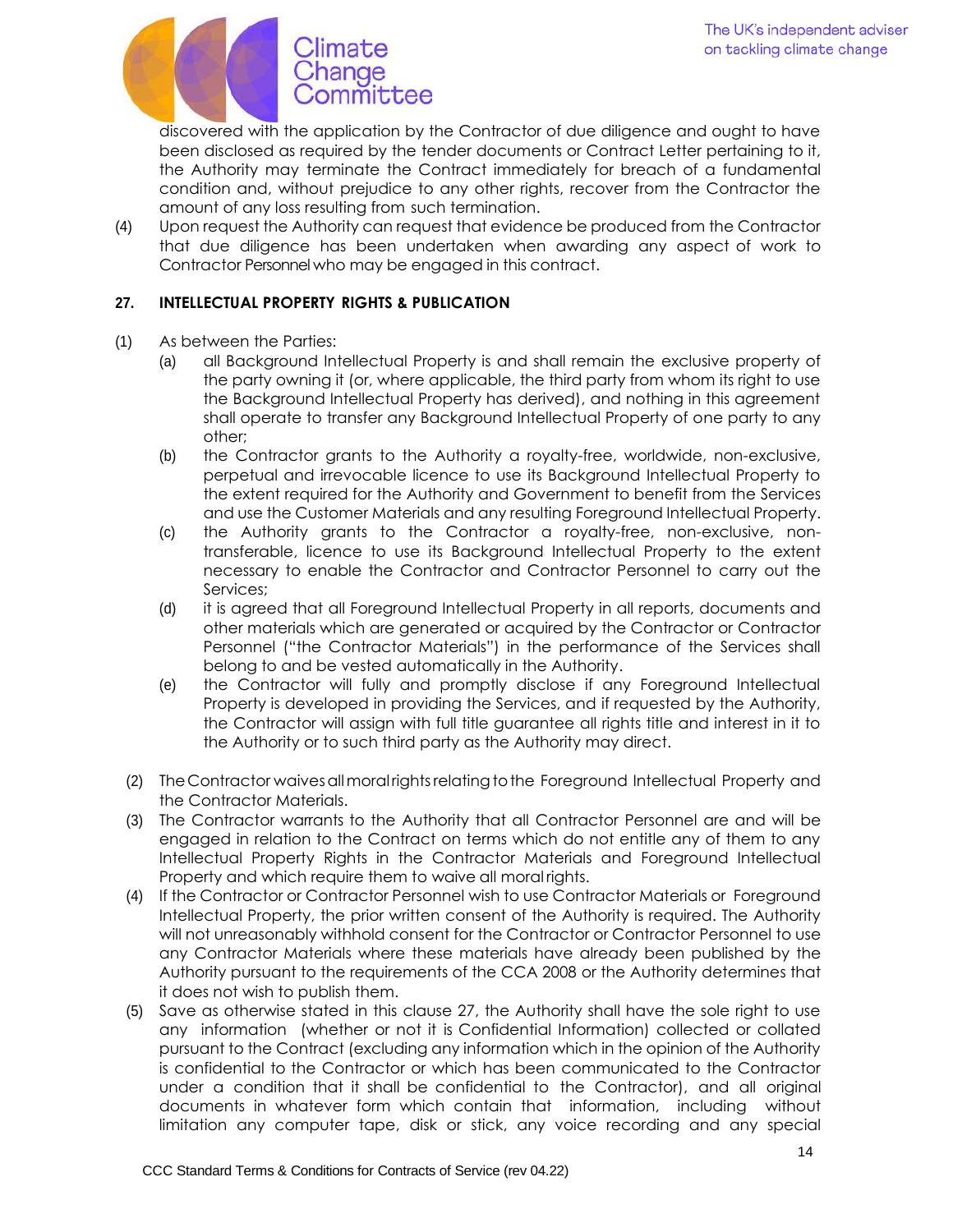discovered with the application by the Contractor of due diligence and ought to have been disclosed as required by the tender documents or Contract Letter pertaining to it, the Authority may terminate the Contract immediately for breach of a fundamental condition and, without prejudice to any other rights, recover from the Contractor the amount of any loss resulting from such termination.

(4) Upon request the Authority can request that evidence be produced from the Contractor that due diligence has been undertaken when awarding any aspect of work to Contractor Personnel who may be engaged in this contract.

## 27. INTELLECTUAL PROPERTY RIGHTS & PUBLICATION

(1) As between the Parties:

(a) all Background Intellectual Property is and shall remain the exclusive property of the party owning it (or, where applicable, the third party from whom its right to use the Background Intellectual Property has derived), and nothing in this agreement shall operate to transfer any Background Intellectual Property of one party to any other;

(b) the Contractor grants to the Authority a royalty-free, worldwide, non-exclusive, perpetual and irrevocable licence to use its Background Intellectual Property to the extent required for the Authority and Government to benefit from the Services and use the Customer Materials and any resulting Foreground Intellectual Property.

(c) the Authority grants to the Contractor a royalty-free, non-exclusive, non-transferable, licence to use its Background Intellectual Property to the extent necessary to enable the Contractor and Contractor Personnel to carry out the Services;

(d) it is agreed that all Foreground Intellectual Property in all reports, documents and other materials which are generated or acquired by the Contractor or Contractor Personnel ("the Contractor Materials") in the performance of the Services shall belong to and be vested automatically in the Authority.

(e) the Contractor will fully and promptly disclose if any Foreground Intellectual Property is developed in providing the Services, and if requested by the Authority, the Contractor will assign with full title guarantee all rights title and interest in it to the Authority or to such third party as the Authority may direct.

(2) The Contractor waives all moral rights relating to the Foreground Intellectual Property and the Contractor Materials.

(3) The Contractor warrants to the Authority that all Contractor Personnel are and will be engaged in relation to the Contract on terms which do not entitle any of them to any Intellectual Property Rights in the Contractor Materials and Foreground Intellectual Property and which require them to waive all moral rights.

(4) If the Contractor or Contractor Personnel wish to use Contractor Materials or Foreground Intellectual Property, the prior written consent of the Authority is required. The Authority will not unreasonably withhold consent for the Contractor or Contractor Personnel to use any Contractor Materials where these materials have already been published by the Authority pursuant to the requirements of the CCA 2008 or the Authority determines that it does not wish to publish them.

(5) Save as otherwise stated in this clause 27, the Authority shall have the sole right to use any information (whether or not it is Confidential Information) collected or collated pursuant to the Contract (excluding any information which in the opinion of the Authority is confidential to the Contractor or which has been communicated to the Contractor under a condition that it shall be confidential to the Contractor), and all original documents in whatever form which contain that information, including without limitation any computer tape, disk or stick, any voice recording and any special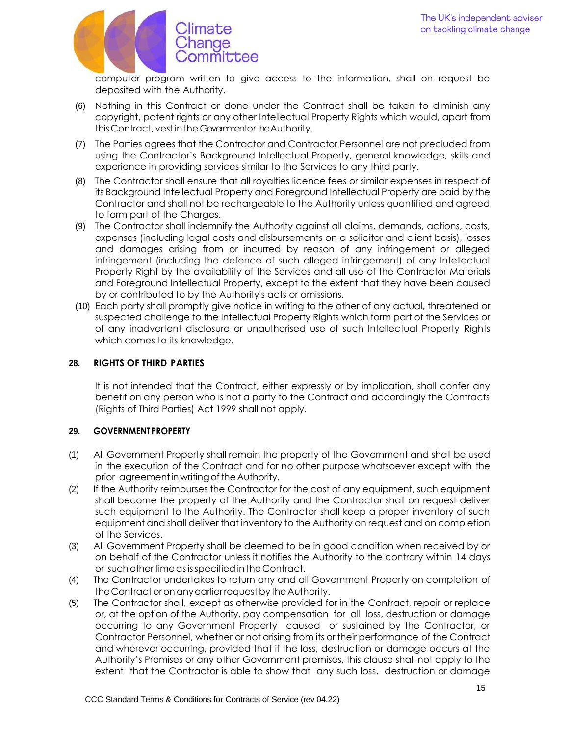computer program written to give access to the information, shall on request be deposited with the Authority.

(6) Nothing in this Contract or done under the Contract shall be taken to diminish any copyright, patent rights or any other Intellectual Property Rights which would, apart from this Contract, vest in the Government or the Authority.

(7) The Parties agrees that the Contractor and Contractor Personnel are not precluded from using the Contractor's Background Intellectual Property, general knowledge, skills and experience in providing services similar to the Services to any third party.

(8) The Contractor shall ensure that all royalties licence fees or similar expenses in respect of its Background Intellectual Property and Foreground Intellectual Property are paid by the Contractor and shall not be rechargeable to the Authority unless quantified and agreed to form part of the Charges.

(9) The Contractor shall indemnify the Authority against all claims, demands, actions, costs, expenses (including legal costs and disbursements on a solicitor and client basis), losses and damages arising from or incurred by reason of any infringement or alleged infringement (including the defence of such alleged infringement) of any Intellectual Property Right by the availability of the Services and all use of the Contractor Materials and Foreground Intellectual Property, except to the extent that they have been caused by or contributed to by the Authority's acts or omissions.

(10) Each party shall promptly give notice in writing to the other of any actual, threatened or suspected challenge to the Intellectual Property Rights which form part of the Services or of any inadvertent disclosure or unauthorised use of such Intellectual Property Rights which comes to its knowledge.

## 28. RIGHTS OF THIRD PARTIES

It is not intended that the Contract, either expressly or by implication, shall confer any benefit on any person who is not a party to the Contract and accordingly the Contracts (Rights of Third Parties) Act 1999 shall not apply.

## 29. GOVERNMENT PROPERTY

(1) All Government Property shall remain the property of the Government and shall be used in the execution of the Contract and for no other purpose whatsoever except with the prior agreement in writing of the Authority.

(2) If the Authority reimburses the Contractor for the cost of any equipment, such equipment shall become the property of the Authority and the Contractor shall on request deliver such equipment to the Authority. The Contractor shall keep a proper inventory of such equipment and shall deliver that inventory to the Authority on request and on completion of the Services.

(3) All Government Property shall be deemed to be in good condition when received by or on behalf of the Contractor unless it notifies the Authority to the contrary within 14 days or such other time as is specified in the Contract.

(4) The Contractor undertakes to return any and all Government Property on completion of the Contract or on any earlier request by the Authority.

(5) The Contractor shall, except as otherwise provided for in the Contract, repair or replace or, at the option of the Authority, pay compensation for all loss, destruction or damage occurring to any Government Property caused or sustained by the Contractor, or Contractor Personnel, whether or not arising from its or their performance of the Contract and wherever occurring, provided that if the loss, destruction or damage occurs at the Authority's Premises or any other Government premises, this clause shall not apply to the extent that the Contractor is able to show that any such loss, destruction or damage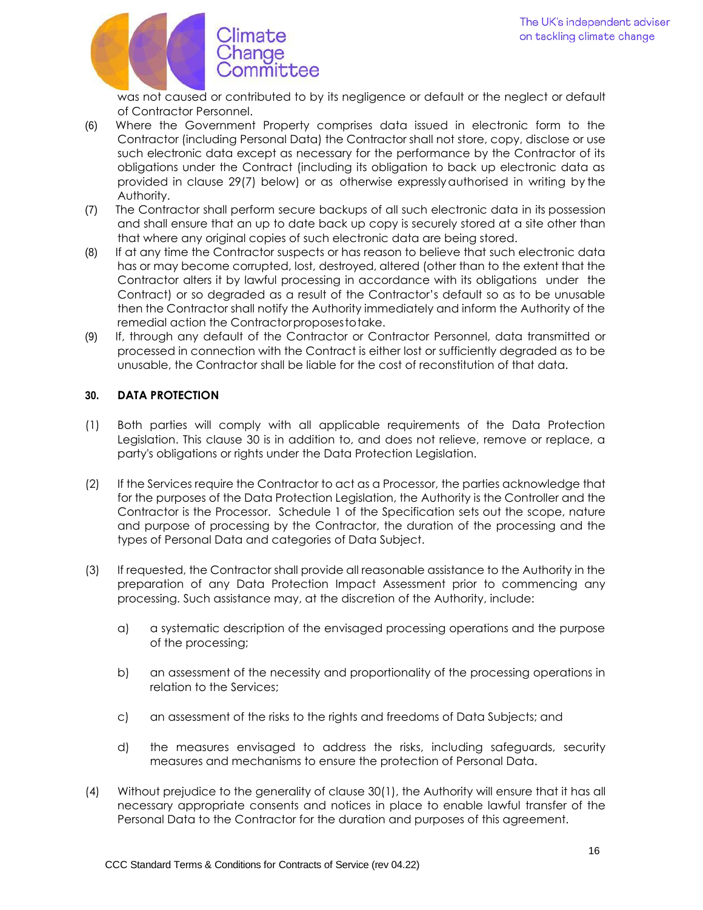was not caused or contributed to by its negligence or default or the neglect or default of Contractor Personnel.

(6) Where the Government Property comprises data issued in electronic form to the Contractor (including Personal Data) the Contractor shall not store, copy, disclose or use such electronic data except as necessary for the performance by the Contractor of its obligations under the Contract (including its obligation to back up electronic data as provided in clause 29(7) below) or as otherwise expressly authorised in writing by the Authority.

(7) The Contractor shall perform secure backups of all such electronic data in its possession and shall ensure that an up to date back up copy is securely stored at a site other than that where any original copies of such electronic data are being stored.

(8) If at any time the Contractor suspects or has reason to believe that such electronic data has or may become corrupted, lost, destroyed, altered (other than to the extent that the Contractor alters it by lawful processing in accordance with its obligations under the Contract) or so degraded as a result of the Contractor's default so as to be unusable then the Contractor shall notify the Authority immediately and inform the Authority of the remedial action the Contractor proposes to take.

(9) If, through any default of the Contractor or Contractor Personnel, data transmitted or processed in connection with the Contract is either lost or sufficiently degraded as to be unusable, the Contractor shall be liable for the cost of reconstitution of that data.

## 30. DATA PROTECTION

(1) Both parties will comply with all applicable requirements of the Data Protection Legislation. This clause 30 is in addition to, and does not relieve, remove or replace, a party's obligations or rights under the Data Protection Legislation.

(2) If the Services require the Contractor to act as a Processor, the parties acknowledge that for the purposes of the Data Protection Legislation, the Authority is the Controller and the Contractor is the Processor. Schedule 1 of the Specification sets out the scope, nature and purpose of processing by the Contractor, the duration of the processing and the types of Personal Data and categories of Data Subject.

(3) If requested, the Contractor shall provide all reasonable assistance to the Authority in the preparation of any Data Protection Impact Assessment prior to commencing any processing. Such assistance may, at the discretion of the Authority, include:

   a) a systematic description of the envisaged processing operations and the purpose of the processing;

   b) an assessment of the necessity and proportionality of the processing operations in relation to the Services;

   c) an assessment of the risks to the rights and freedoms of Data Subjects; and

   d) the measures envisaged to address the risks, including safeguards, security measures and mechanisms to ensure the protection of Personal Data.

(4) Without prejudice to the generality of clause 30(1), the Authority will ensure that it has all necessary appropriate consents and notices in place to enable lawful transfer of the Personal Data to the Contractor for the duration and purposes of this agreement.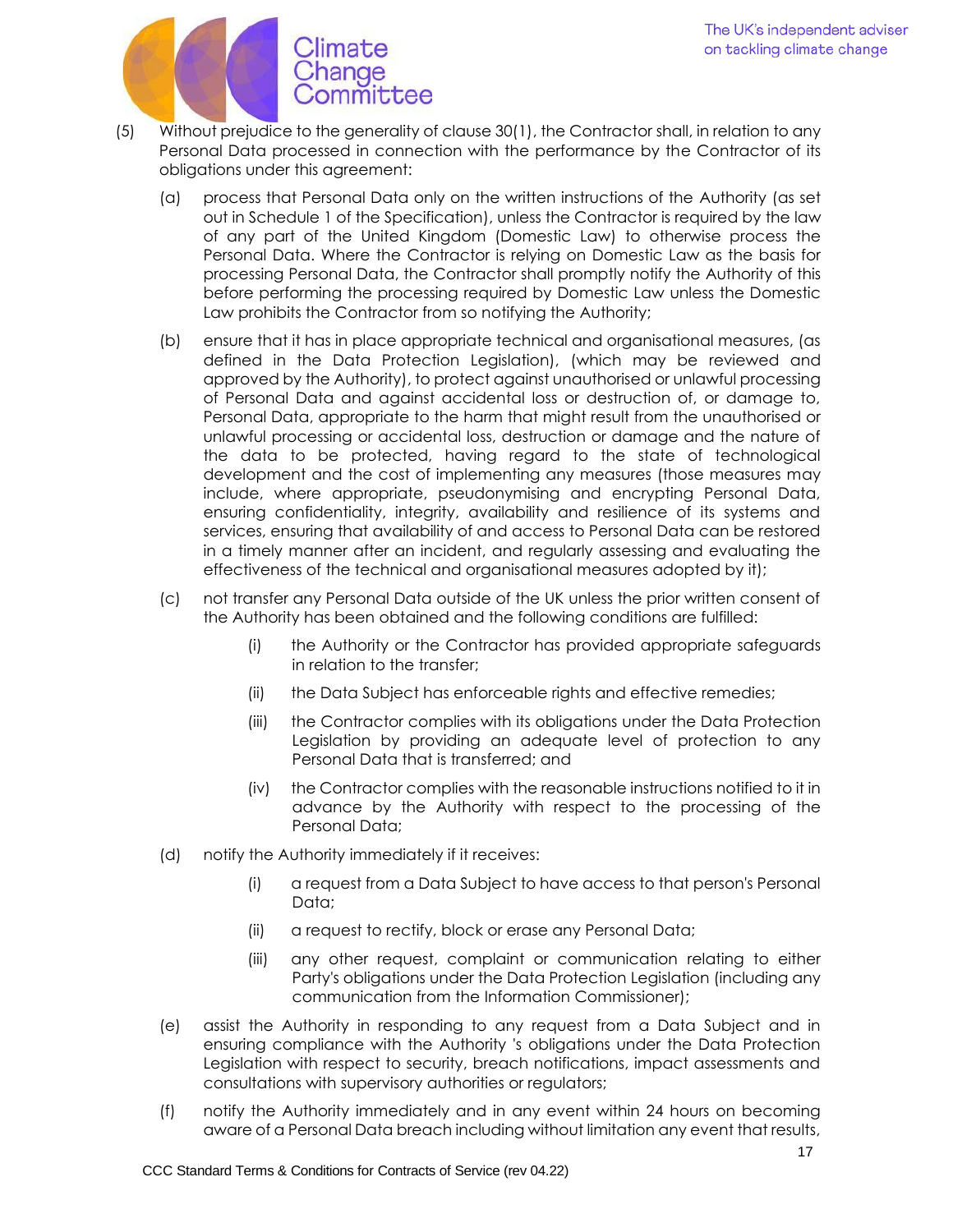(5) Without prejudice to the generality of clause 30(1), the Contractor shall, in relation to any Personal Data processed in connection with the performance by the Contractor of its obligations under this agreement:

(a) process that Personal Data only on the written instructions of the Authority (as set out in Schedule 1 of the Specification), unless the Contractor is required by the law of any part of the United Kingdom (Domestic Law) to otherwise process the Personal Data. Where the Contractor is relying on Domestic Law as the basis for processing Personal Data, the Contractor shall promptly notify the Authority of this before performing the processing required by Domestic Law unless the Domestic Law prohibits the Contractor from so notifying the Authority;

(b) ensure that it has in place appropriate technical and organisational measures, (as defined in the Data Protection Legislation), (which may be reviewed and approved by the Authority), to protect against unauthorised or unlawful processing of Personal Data and against accidental loss or destruction of, or damage to, Personal Data, appropriate to the harm that might result from the unauthorised or unlawful processing or accidental loss, destruction or damage and the nature of the data to be protected, having regard to the state of technological development and the cost of implementing any measures (those measures may include, where appropriate, pseudonymising and encrypting Personal Data, ensuring confidentiality, integrity, availability and resilience of its systems and services, ensuring that availability of and access to Personal Data can be restored in a timely manner after an incident, and regularly assessing and evaluating the effectiveness of the technical and organisational measures adopted by it);

(c) not transfer any Personal Data outside of the UK unless the prior written consent of the Authority has been obtained and the following conditions are fulfilled:

   (i) the Authority or the Contractor has provided appropriate safeguards in relation to the transfer;

   (ii) the Data Subject has enforceable rights and effective remedies;

   (iii) the Contractor complies with its obligations under the Data Protection Legislation by providing an adequate level of protection to any Personal Data that is transferred; and

   (iv) the Contractor complies with the reasonable instructions notified to it in advance by the Authority with respect to the processing of the Personal Data;

(d) notify the Authority immediately if it receives:

   (i) a request from a Data Subject to have access to that person's Personal Data;

   (ii) a request to rectify, block or erase any Personal Data;

   (iii) any other request, complaint or communication relating to either Party's obligations under the Data Protection Legislation (including any communication from the Information Commissioner);

(e) assist the Authority in responding to any request from a Data Subject and in ensuring compliance with the Authority 's obligations under the Data Protection Legislation with respect to security, breach notifications, impact assessments and consultations with supervisory authorities or regulators;

(f) notify the Authority immediately and in any event within 24 hours on becoming aware of a Personal Data breach including without limitation any event that results,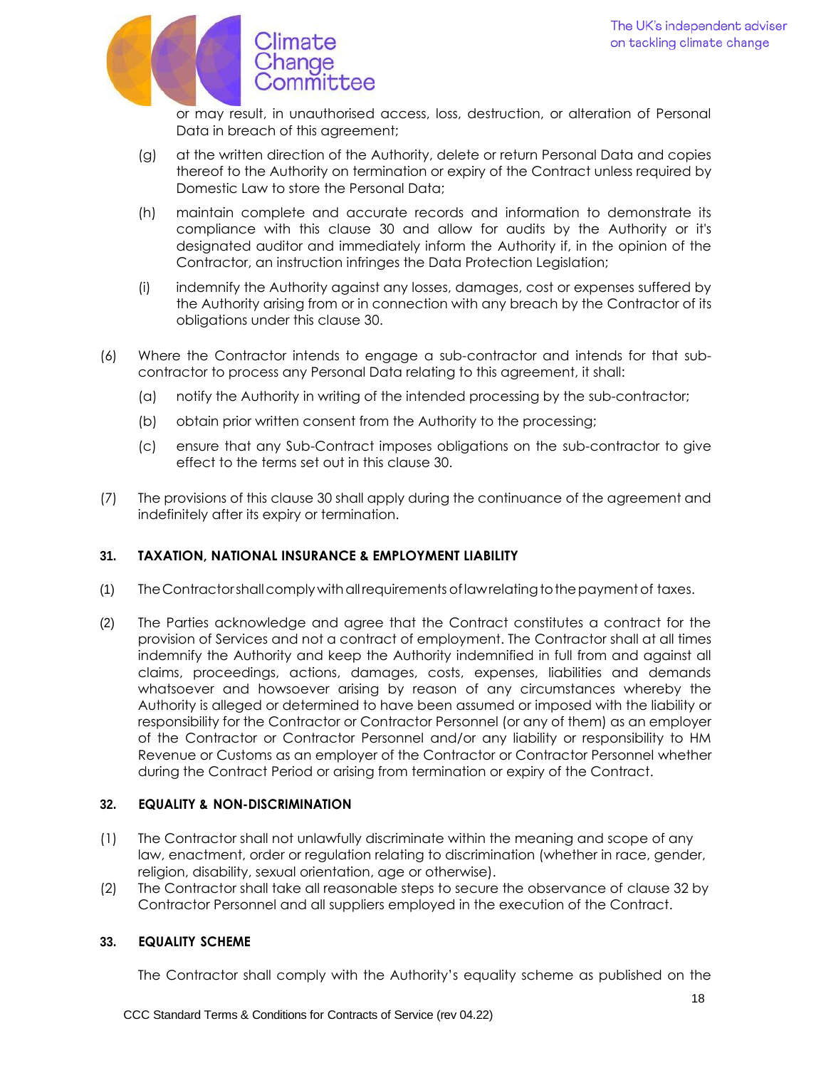or may result, in unauthorised access, loss, destruction, or alteration of Personal Data in breach of this agreement;

(g) at the written direction of the Authority, delete or return Personal Data and copies thereof to the Authority on termination or expiry of the Contract unless required by Domestic Law to store the Personal Data;

(h) maintain complete and accurate records and information to demonstrate its compliance with this clause 30 and allow for audits by the Authority or it's designated auditor and immediately inform the Authority if, in the opinion of the Contractor, an instruction infringes the Data Protection Legislation;

(i) indemnify the Authority against any losses, damages, cost or expenses suffered by the Authority arising from or in connection with any breach by the Contractor of its obligations under this clause 30.

(6) Where the Contractor intends to engage a sub-contractor and intends for that sub-contractor to process any Personal Data relating to this agreement, it shall:

(a) notify the Authority in writing of the intended processing by the sub-contractor;

(b) obtain prior written consent from the Authority to the processing;

(c) ensure that any Sub-Contract imposes obligations on the sub-contractor to give effect to the terms set out in this clause 30.

(7) The provisions of this clause 30 shall apply during the continuance of the agreement and indefinitely after its expiry or termination.

### 31. TAXATION, NATIONAL INSURANCE & EMPLOYMENT LIABILITY

(1) The Contractor shall comply with all requirements of law relating to the payment of taxes.

(2) The Parties acknowledge and agree that the Contract constitutes a contract for the provision of Services and not a contract of employment. The Contractor shall at all times indemnify the Authority and keep the Authority indemnified in full from and against all claims, proceedings, actions, damages, costs, expenses, liabilities and demands whatsoever and howsoever arising by reason of any circumstances whereby the Authority is alleged or determined to have been assumed or imposed with the liability or responsibility for the Contractor or Contractor Personnel (or any of them) as an employer of the Contractor or Contractor Personnel and/or any liability or responsibility to HM Revenue or Customs as an employer of the Contractor or Contractor Personnel whether during the Contract Period or arising from termination or expiry of the Contract.

### 32. EQUALITY & NON-DISCRIMINATION

(1) The Contractor shall not unlawfully discriminate within the meaning and scope of any law, enactment, order or regulation relating to discrimination (whether in race, gender, religion, disability, sexual orientation, age or otherwise).

(2) The Contractor shall take all reasonable steps to secure the observance of clause 32 by Contractor Personnel and all suppliers employed in the execution of the Contract.

### 33. EQUALITY SCHEME

The Contractor shall comply with the Authority's equality scheme as published on the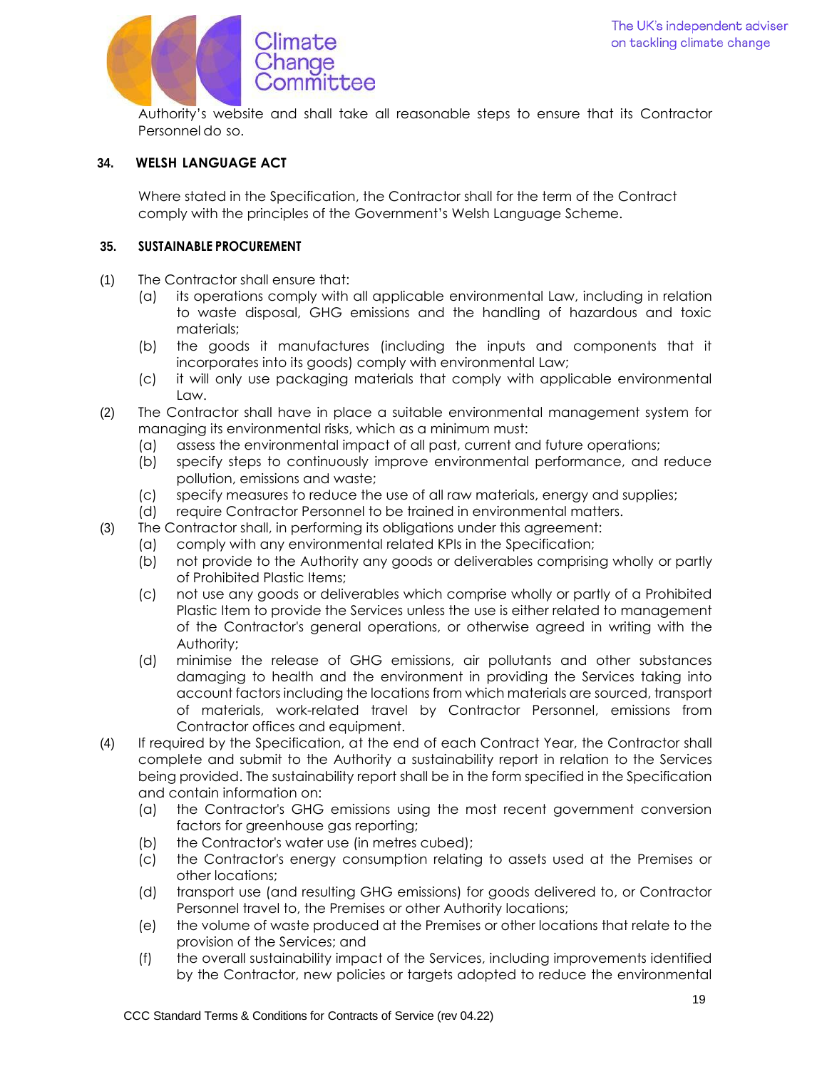Authority's website and shall take all reasonable steps to ensure that its Contractor Personnel do so.

## 34. WELSH LANGUAGE ACT

Where stated in the Specification, the Contractor shall for the term of the Contract comply with the principles of the Government's Welsh Language Scheme.

## 35. SUSTAINABLE PROCUREMENT

(1) The Contractor shall ensure that:
   - (a) its operations comply with all applicable environmental Law, including in relation to waste disposal, GHG emissions and the handling of hazardous and toxic materials;
   - (b) the goods it manufactures (including the inputs and components that it incorporates into its goods) comply with environmental Law;
   - (c) it will only use packaging materials that comply with applicable environmental Law.

(2) The Contractor shall have in place a suitable environmental management system for managing its environmental risks, which as a minimum must:
   - (a) assess the environmental impact of all past, current and future operations;
   - (b) specify steps to continuously improve environmental performance, and reduce pollution, emissions and waste;
   - (c) specify measures to reduce the use of all raw materials, energy and supplies;
   - (d) require Contractor Personnel to be trained in environmental matters.

(3) The Contractor shall, in performing its obligations under this agreement:
   - (a) comply with any environmental related KPIs in the Specification;
   - (b) not provide to the Authority any goods or deliverables comprising wholly or partly of Prohibited Plastic Items;
   - (c) not use any goods or deliverables which comprise wholly or partly of a Prohibited Plastic Item to provide the Services unless the use is either related to management of the Contractor's general operations, or otherwise agreed in writing with the Authority;
   - (d) minimise the release of GHG emissions, air pollutants and other substances damaging to health and the environment in providing the Services taking into account factors including the locations from which materials are sourced, transport of materials, work-related travel by Contractor Personnel, emissions from Contractor offices and equipment.

(4) If required by the Specification, at the end of each Contract Year, the Contractor shall complete and submit to the Authority a sustainability report in relation to the Services being provided. The sustainability report shall be in the form specified in the Specification and contain information on:
   - (a) the Contractor's GHG emissions using the most recent government conversion factors for greenhouse gas reporting;
   - (b) the Contractor's water use (in metres cubed);
   - (c) the Contractor's energy consumption relating to assets used at the Premises or other locations;
   - (d) transport use (and resulting GHG emissions) for goods delivered to, or Contractor Personnel travel to, the Premises or other Authority locations;
   - (e) the volume of waste produced at the Premises or other locations that relate to the provision of the Services; and
   - (f) the overall sustainability impact of the Services, including improvements identified by the Contractor, new policies or targets adopted to reduce the environmental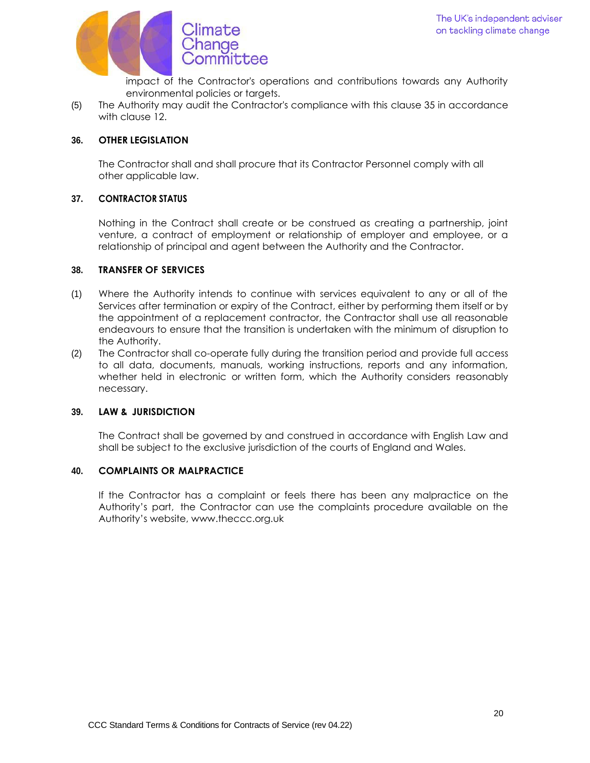impact of the Contractor's operations and contributions towards any Authority environmental policies or targets.

(5) The Authority may audit the Contractor's compliance with this clause 35 in accordance with clause 12.

**36. OTHER LEGISLATION**

The Contractor shall and shall procure that its Contractor Personnel comply with all other applicable law.

**37. CONTRACTOR STATUS**

Nothing in the Contract shall create or be construed as creating a partnership, joint venture, a contract of employment or relationship of employer and employee, or a relationship of principal and agent between the Authority and the Contractor.

**38. TRANSFER OF SERVICES**

(1) Where the Authority intends to continue with services equivalent to any or all of the Services after termination or expiry of the Contract, either by performing them itself or by the appointment of a replacement contractor, the Contractor shall use all reasonable endeavours to ensure that the transition is undertaken with the minimum of disruption to the Authority.

(2) The Contractor shall co-operate fully during the transition period and provide full access to all data, documents, manuals, working instructions, reports and any information, whether held in electronic or written form, which the Authority considers reasonably necessary.

**39. LAW & JURISDICTION**

The Contract shall be governed by and construed in accordance with English Law and shall be subject to the exclusive jurisdiction of the courts of England and Wales.

**40. COMPLAINTS OR MALPRACTICE**

If the Contractor has a complaint or feels there has been any malpractice on the Authority's part, the Contractor can use the complaints procedure available on the Authority's website, www.theccc.org.uk